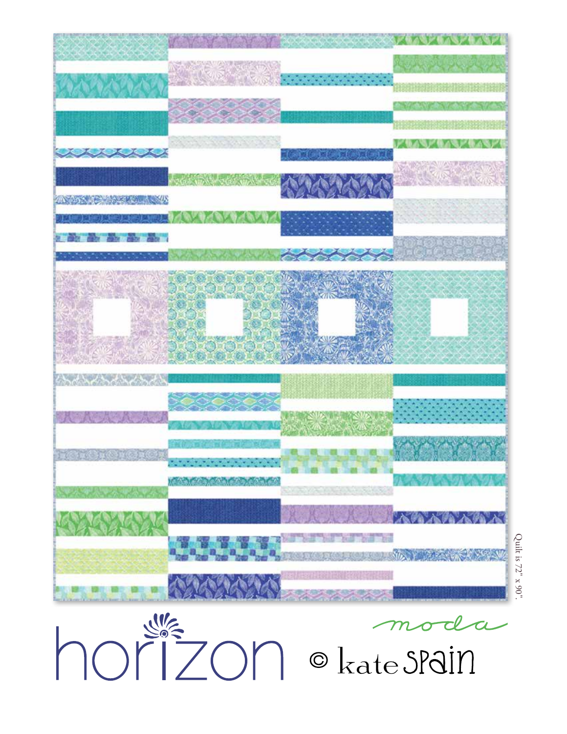Quilt is 72" x 90".

# horizon

moda

© kate spain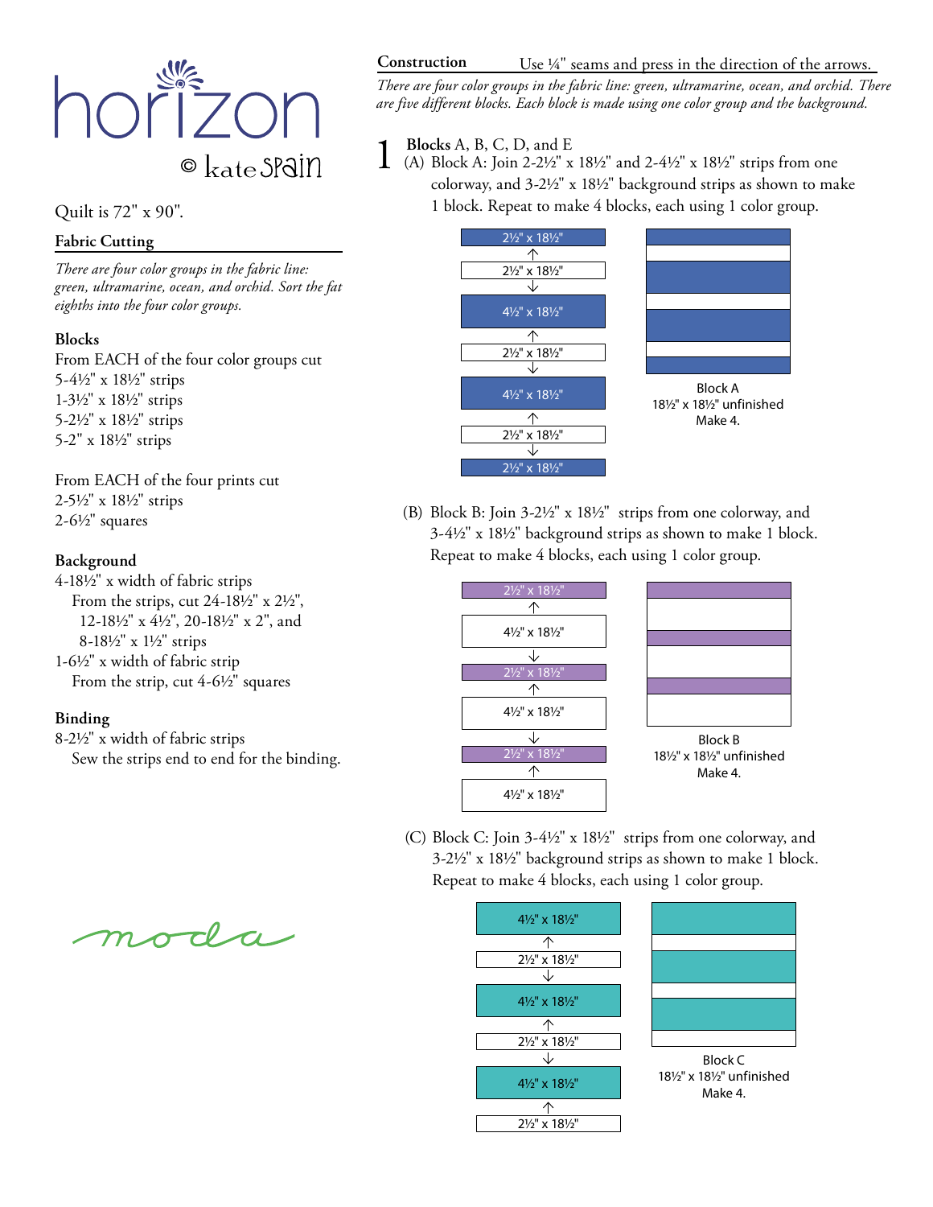horizon
© kate spain

Quilt is 72" x 90".

## Fabric Cutting

*There are four color groups in the fabric line: green, ultramarine, ocean, and orchid. Sort the fat eighths into the four color groups.*

### Blocks

From EACH of the four color groups cut
5-4½" x 18½" strips
1-3½" x 18½" strips
5-2½" x 18½" strips
5-2" x 18½" strips

From EACH of the four prints cut
2-5½" x 18½" strips
2-6½" squares

### Background

4-18½" x width of fabric strips
From the strips, cut 24-18½" x 2½", 12-18½" x 4½", 20-18½" x 2", and 8-18½" x 1½" strips
1-6½" x width of fabric strip
From the strip, cut 4-6½" squares

### Binding

8-2½" x width of fabric strips
Sew the strips end to end for the binding.

moda

## Construction

Use ¼" seams and press in the direction of the arrows.

*There are four color groups in the fabric line: green, ultramarine, ocean, and orchid. There are five different blocks. Each block is made using one color group and the background.*

1 **Blocks** A, B, C, D, and E

(A) Block A: Join 2-2½" x 18½" and 2-4½" x 18½" strips from one colorway, and 3-2½" x 18½" background strips as shown to make 1 block. Repeat to make 4 blocks, each using 1 color group.

2½" x 18½"
2½" x 18½"
4½" x 18½"
2½" x 18½"
4½" x 18½"
2½" x 18½"
2½" x 18½"

Block A
18½" x 18½" unfinished
Make 4.

(B) Block B: Join 3-2½" x 18½" strips from one colorway, and 3-4½" x 18½" background strips as shown to make 1 block. Repeat to make 4 blocks, each using 1 color group.

2½" x 18½"
4½" x 18½"
2½" x 18½"
4½" x 18½"
2½" x 18½"
4½" x 18½"

Block B
18½" x 18½" unfinished
Make 4.

(C) Block C: Join 3-4½" x 18½" strips from one colorway, and 3-2½" x 18½" background strips as shown to make 1 block. Repeat to make 4 blocks, each using 1 color group.

4½" x 18½"
2½" x 18½"
4½" x 18½"
2½" x 18½"
4½" x 18½"
2½" x 18½"

Block C
18½" x 18½" unfinished
Make 4.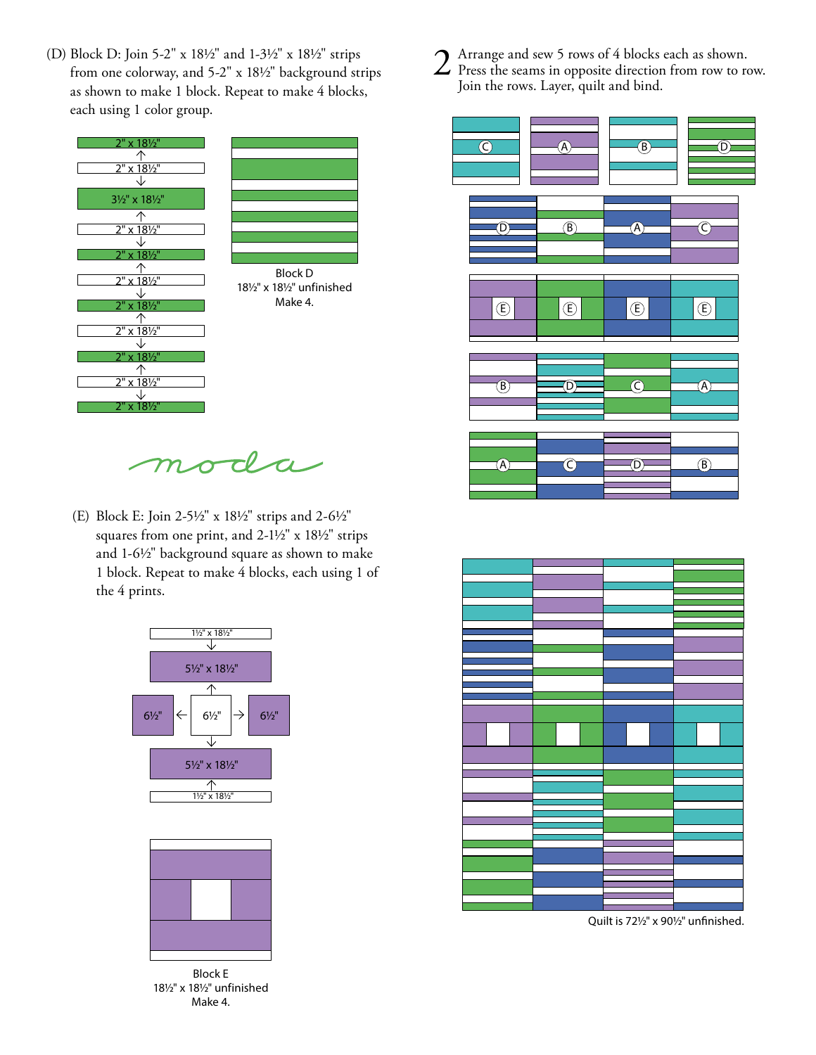(D) Block D: Join 5-2" x 18½" and 1-3½" x 18½" strips from one colorway, and 5-2" x 18½" background strips as shown to make 1 block. Repeat to make 4 blocks, each using 1 color group.

2" x 18½"
2" x 18½"
3½" x 18½"
2" x 18½"
2" x 18½"
2" x 18½"
2" x 18½"
2" x 18½"
2" x 18½"
2" x 18½"
2" x 18½"

Block D
18½" x 18½" unfinished
Make 4.

(E) Block E: Join 2-5½" x 18½" strips and 2-6½" squares from one print, and 2-1½" x 18½" strips and 1-6½" background square as shown to make 1 block. Repeat to make 4 blocks, each using 1 of the 4 prints.

1½" x 18½"
5½" x 18½"
6½" 6½" 6½"
5½" x 18½"
1½" x 18½"

Block E
18½" x 18½" unfinished
Make 4.

2 Arrange and sew 5 rows of 4 blocks each as shown. Press the seams in opposite direction from row to row. Join the rows. Layer, quilt and bind.

C A B D
D B A C
E E E E
B D C A
A C D B

Quilt is 72½" x 90½" unfinished.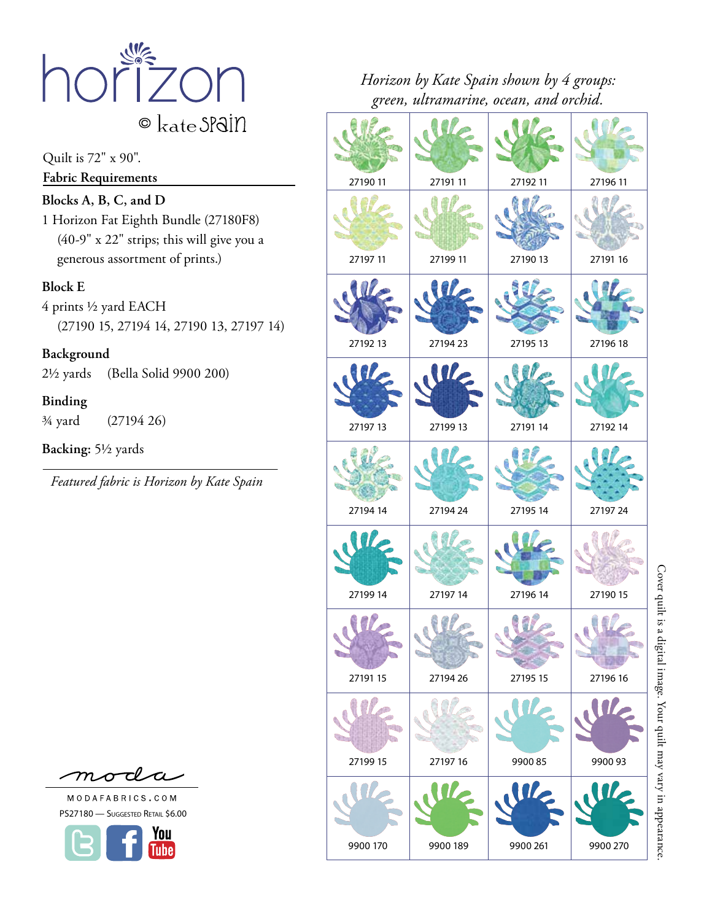# horizon

© kate spain

Quilt is 72" x 90".

**Fabric Requirements**

**Blocks A, B, C, and D**

1 Horizon Fat Eighth Bundle (27180F8)
(40-9" x 22" strips; this will give you a generous assortment of prints.)

**Block E**

4 prints ½ yard EACH
(27190 15, 27194 14, 27190 13, 27197 14)

**Background**

2½ yards (Bella Solid 9900 200)

**Binding**

¾ yard (27194 26)

**Backing:** 5½ yards

*Featured fabric is Horizon by Kate Spain*

*Horizon by Kate Spain shown by 4 groups: green, ultramarine, ocean, and orchid.*

| | | | |
|---|---|---|---|
| 27190 11 | 27191 11 | 27192 11 | 27196 11 |
| 27197 11 | 27199 11 | 27190 13 | 27191 16 |
| 27192 13 | 27194 23 | 27195 13 | 27196 18 |
| 27197 13 | 27199 13 | 27191 14 | 27192 14 |
| 27194 14 | 27194 24 | 27195 14 | 27197 24 |
| 27199 14 | 27197 14 | 27196 14 | 27190 15 |
| 27191 15 | 27194 26 | 27195 15 | 27196 16 |
| 27199 15 | 27197 16 | 9900 85 | 9900 93 |
| 9900 170 | 9900 189 | 9900 261 | 9900 270 |

Cover quilt is a digital image. Your quilt may vary in appearance.

moda

MODAFABRICS.COM

PS27180 — Suggested Retail $6.00